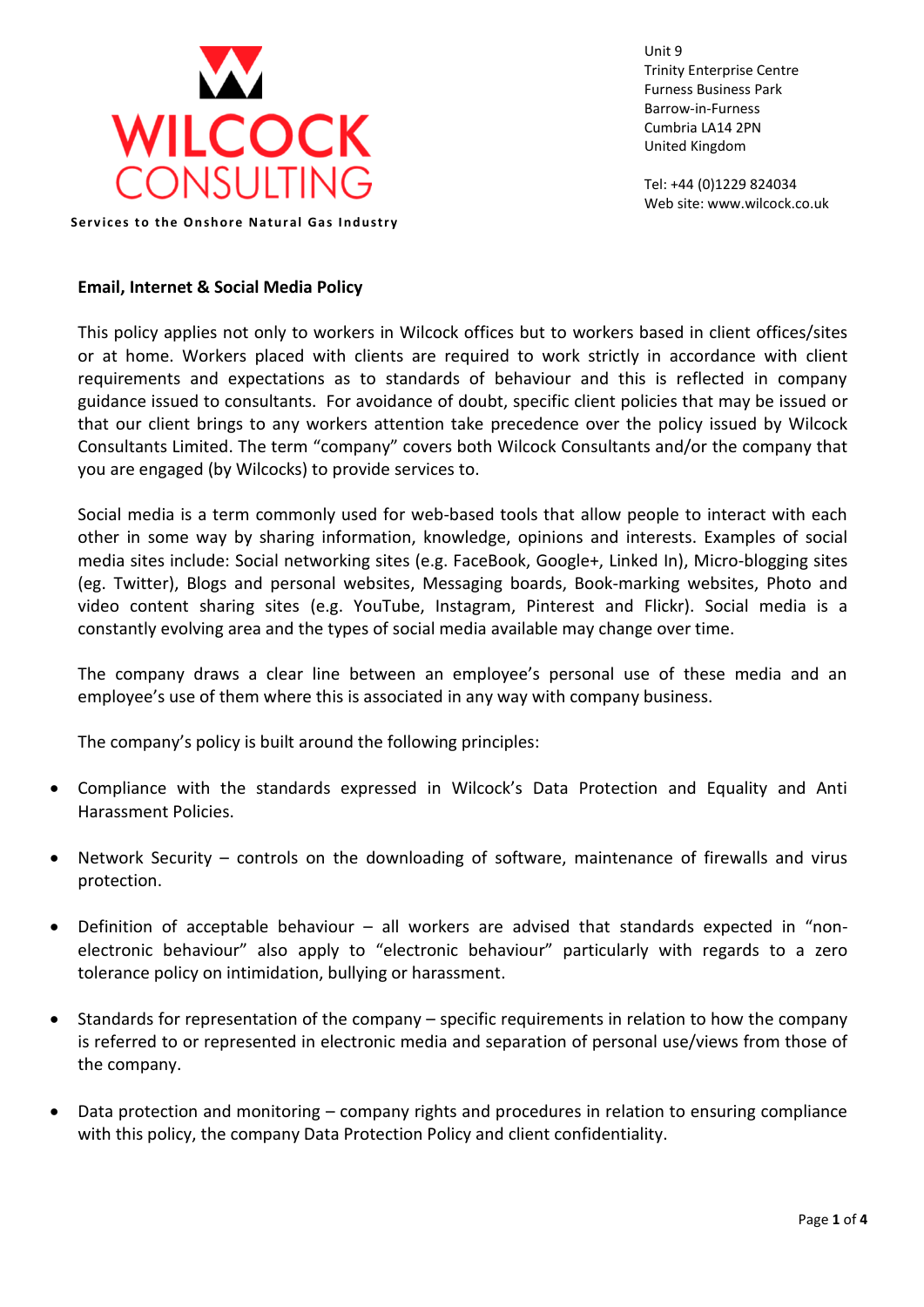WILCOCK CONSULTING

**Services to the Onshore Natural Gas Industry**

Unit 9
Trinity Enterprise Centre
Furness Business Park
Barrow-in-Furness
Cumbria LA14 2PN
United Kingdom

Tel: +44 (0)1229 824034
Web site: www.wilcock.co.uk

## Email, Internet & Social Media Policy

This policy applies not only to workers in Wilcock offices but to workers based in client offices/sites or at home. Workers placed with clients are required to work strictly in accordance with client requirements and expectations as to standards of behaviour and this is reflected in company guidance issued to consultants. For avoidance of doubt, specific client policies that may be issued or that our client brings to any workers attention take precedence over the policy issued by Wilcock Consultants Limited. The term "company" covers both Wilcock Consultants and/or the company that you are engaged (by Wilcocks) to provide services to.

Social media is a term commonly used for web-based tools that allow people to interact with each other in some way by sharing information, knowledge, opinions and interests. Examples of social media sites include: Social networking sites (e.g. FaceBook, Google+, Linked In), Micro-blogging sites (eg. Twitter), Blogs and personal websites, Messaging boards, Book-marking websites, Photo and video content sharing sites (e.g. YouTube, Instagram, Pinterest and Flickr). Social media is a constantly evolving area and the types of social media available may change over time.

The company draws a clear line between an employee's personal use of these media and an employee's use of them where this is associated in any way with company business.

The company's policy is built around the following principles:

- Compliance with the standards expressed in Wilcock's Data Protection and Equality and Anti Harassment Policies.
- Network Security – controls on the downloading of software, maintenance of firewalls and virus protection.
- Definition of acceptable behaviour – all workers are advised that standards expected in "non-electronic behaviour" also apply to "electronic behaviour" particularly with regards to a zero tolerance policy on intimidation, bullying or harassment.
- Standards for representation of the company – specific requirements in relation to how the company is referred to or represented in electronic media and separation of personal use/views from those of the company.
- Data protection and monitoring – company rights and procedures in relation to ensuring compliance with this policy, the company Data Protection Policy and client confidentiality.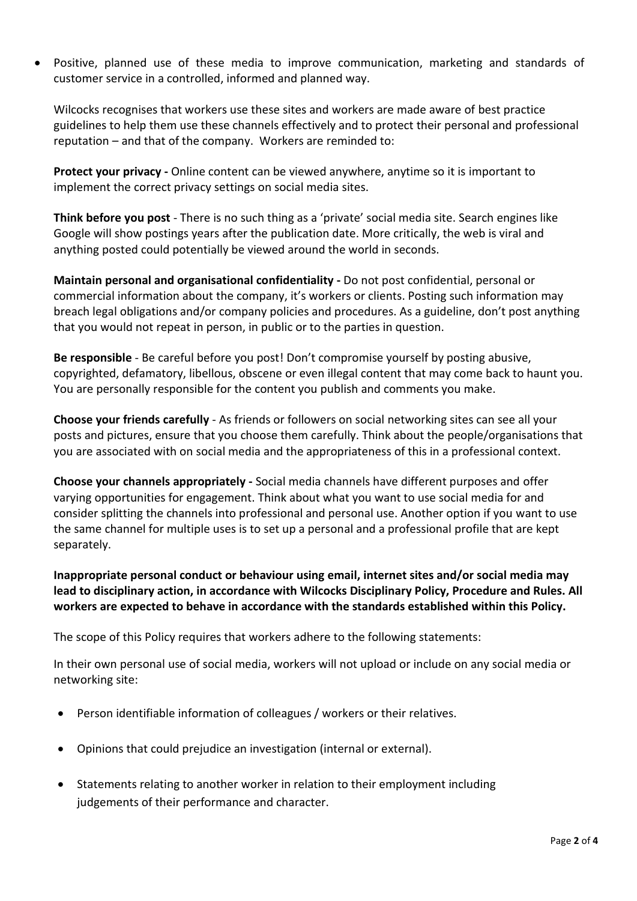- Positive, planned use of these media to improve communication, marketing and standards of customer service in a controlled, informed and planned way.

  Wilcocks recognises that workers use these sites and workers are made aware of best practice guidelines to help them use these channels effectively and to protect their personal and professional reputation – and that of the company. Workers are reminded to:

  **Protect your privacy -** Online content can be viewed anywhere, anytime so it is important to implement the correct privacy settings on social media sites.

  **Think before you post** - There is no such thing as a 'private' social media site. Search engines like Google will show postings years after the publication date. More critically, the web is viral and anything posted could potentially be viewed around the world in seconds.

  **Maintain personal and organisational confidentiality -** Do not post confidential, personal or commercial information about the company, it's workers or clients. Posting such information may breach legal obligations and/or company policies and procedures. As a guideline, don't post anything that you would not repeat in person, in public or to the parties in question.

  **Be responsible** - Be careful before you post! Don't compromise yourself by posting abusive, copyrighted, defamatory, libellous, obscene or even illegal content that may come back to haunt you. You are personally responsible for the content you publish and comments you make.

  **Choose your friends carefully** - As friends or followers on social networking sites can see all your posts and pictures, ensure that you choose them carefully. Think about the people/organisations that you are associated with on social media and the appropriateness of this in a professional context.

  **Choose your channels appropriately -** Social media channels have different purposes and offer varying opportunities for engagement. Think about what you want to use social media for and consider splitting the channels into professional and personal use. Another option if you want to use the same channel for multiple uses is to set up a personal and a professional profile that are kept separately.

  **Inappropriate personal conduct or behaviour using email, internet sites and/or social media may lead to disciplinary action, in accordance with Wilcocks Disciplinary Policy, Procedure and Rules. All workers are expected to behave in accordance with the standards established within this Policy.**

  The scope of this Policy requires that workers adhere to the following statements:

  In their own personal use of social media, workers will not upload or include on any social media or networking site:

  - Person identifiable information of colleagues / workers or their relatives.
  - Opinions that could prejudice an investigation (internal or external).
  - Statements relating to another worker in relation to their employment including judgements of their performance and character.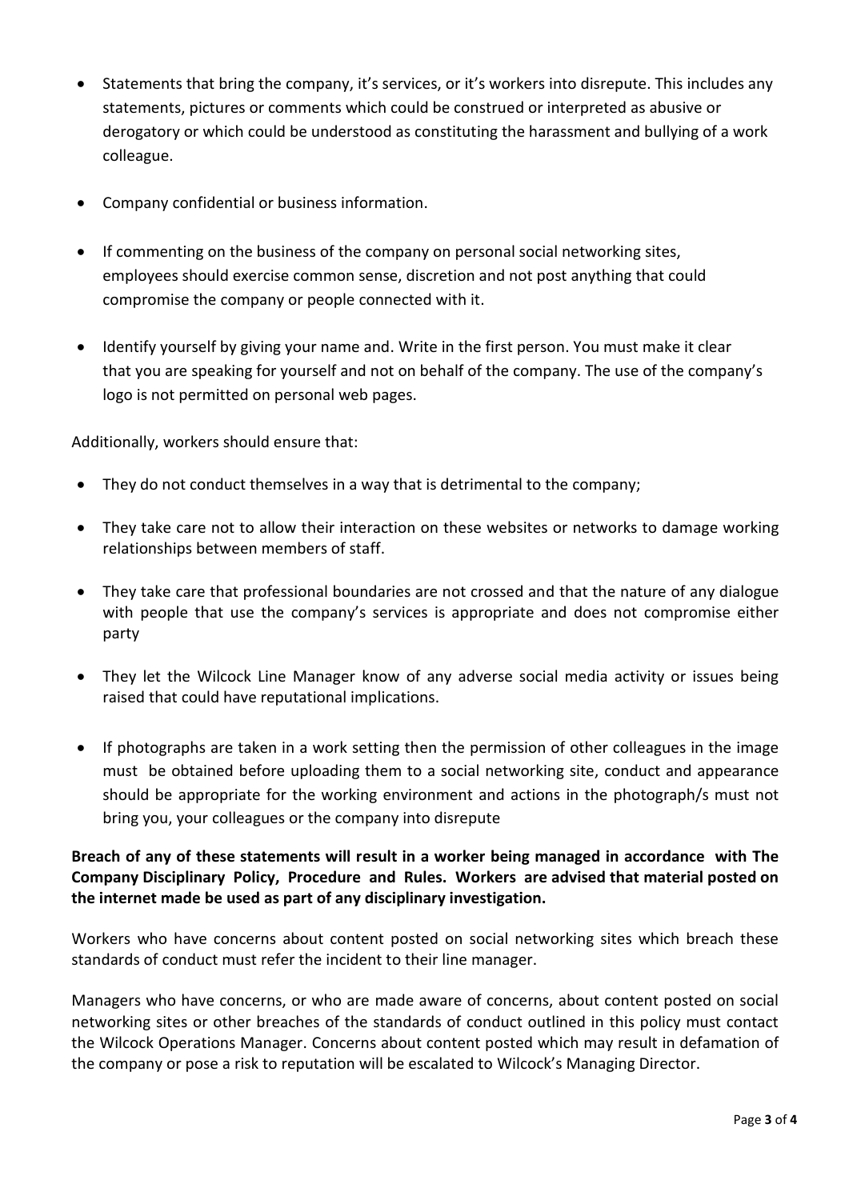- Statements that bring the company, it's services, or it's workers into disrepute. This includes any statements, pictures or comments which could be construed or interpreted as abusive or derogatory or which could be understood as constituting the harassment and bullying of a work colleague.

- Company confidential or business information.

- If commenting on the business of the company on personal social networking sites, employees should exercise common sense, discretion and not post anything that could compromise the company or people connected with it.

- Identify yourself by giving your name and. Write in the first person. You must make it clear that you are speaking for yourself and not on behalf of the company. The use of the company's logo is not permitted on personal web pages.

Additionally, workers should ensure that:

- They do not conduct themselves in a way that is detrimental to the company;

- They take care not to allow their interaction on these websites or networks to damage working relationships between members of staff.

- They take care that professional boundaries are not crossed and that the nature of any dialogue with people that use the company's services is appropriate and does not compromise either party

- They let the Wilcock Line Manager know of any adverse social media activity or issues being raised that could have reputational implications.

- If photographs are taken in a work setting then the permission of other colleagues in the image must be obtained before uploading them to a social networking site, conduct and appearance should be appropriate for the working environment and actions in the photograph/s must not bring you, your colleagues or the company into disrepute

**Breach of any of these statements will result in a worker being managed in accordance with The Company Disciplinary Policy, Procedure and Rules. Workers are advised that material posted on the internet made be used as part of any disciplinary investigation.**

Workers who have concerns about content posted on social networking sites which breach these standards of conduct must refer the incident to their line manager.

Managers who have concerns, or who are made aware of concerns, about content posted on social networking sites or other breaches of the standards of conduct outlined in this policy must contact the Wilcock Operations Manager. Concerns about content posted which may result in defamation of the company or pose a risk to reputation will be escalated to Wilcock's Managing Director.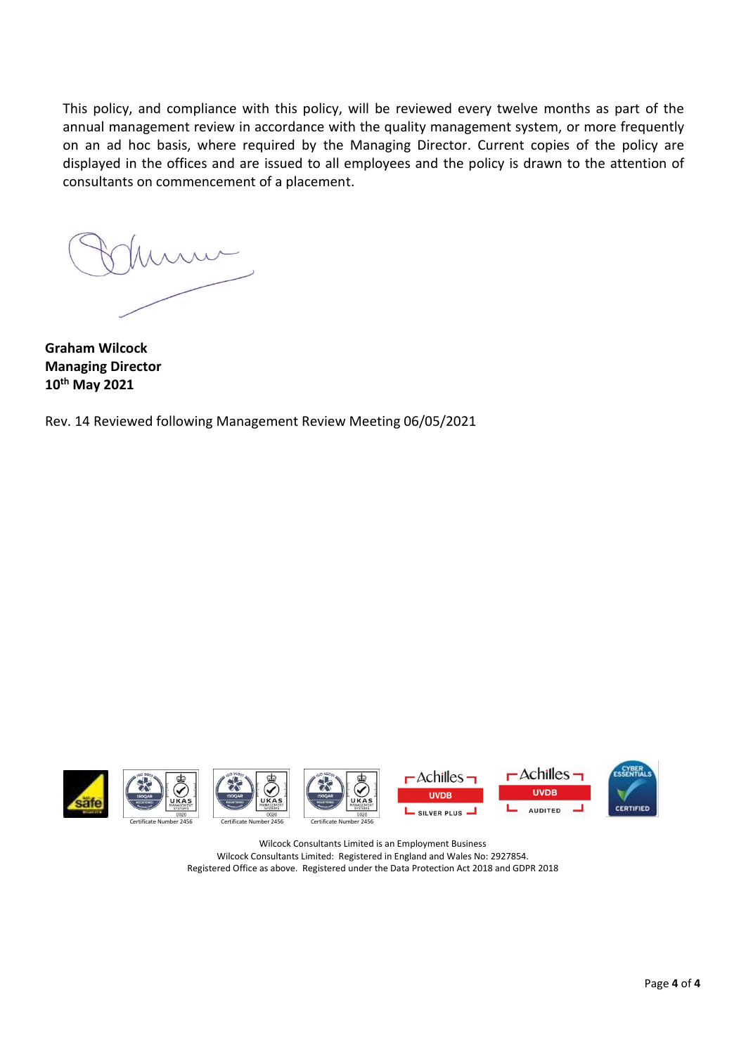This policy, and compliance with this policy, will be reviewed every twelve months as part of the annual management review in accordance with the quality management system, or more frequently on an ad hoc basis, where required by the Managing Director. Current copies of the policy are displayed in the offices and are issued to all employees and the policy is drawn to the attention of consultants on commencement of a placement.

**Graham Wilcock**
**Managing Director**
**10th May 2021**

Rev. 14 Reviewed following Management Review Meeting 06/05/2021

Certificate Number 2456 Certificate Number 2456 Certificate Number 2456

Wilcock Consultants Limited is an Employment Business
Wilcock Consultants Limited: Registered in England and Wales No: 2927854.
Registered Office as above. Registered under the Data Protection Act 2018 and GDPR 2018